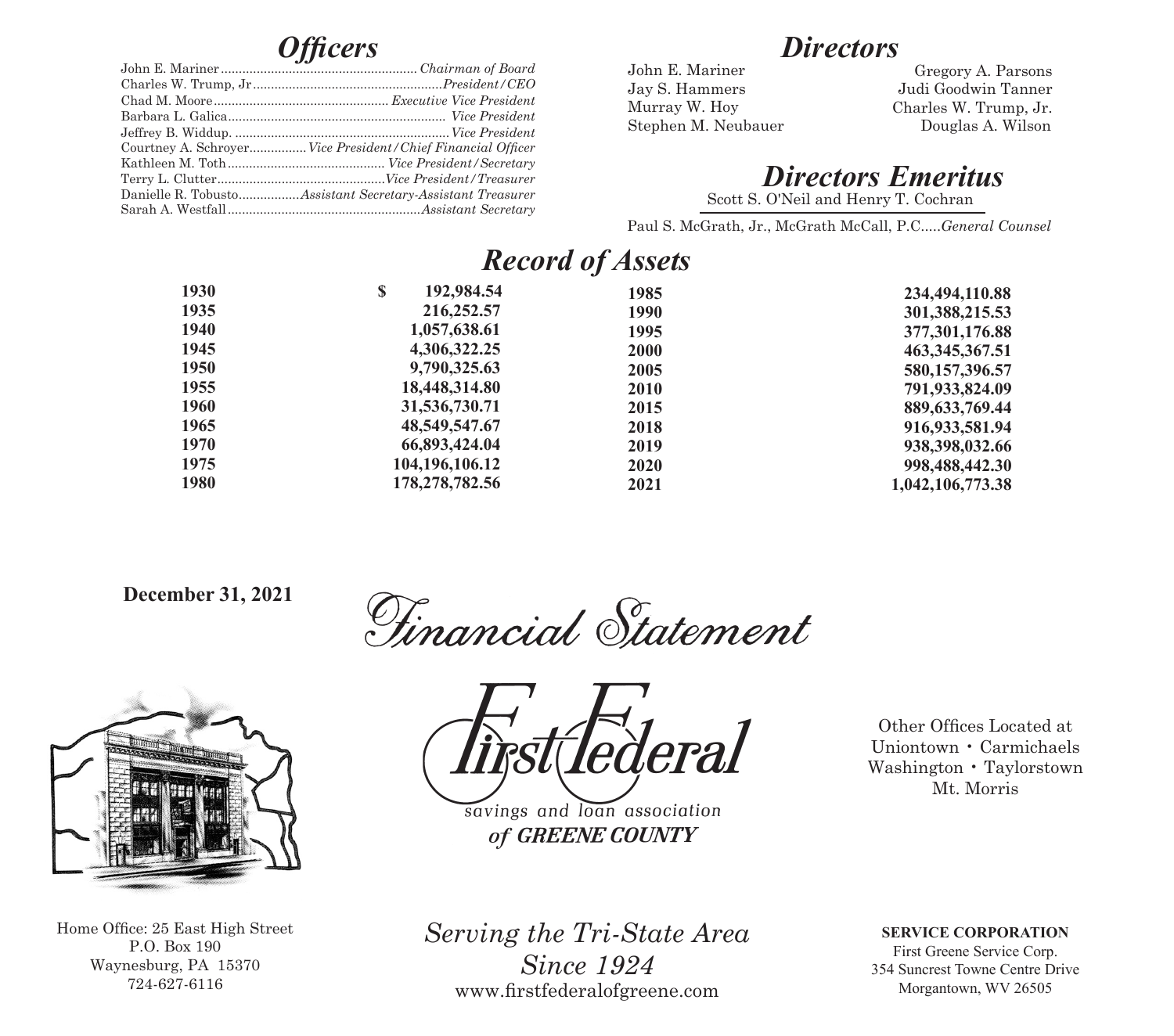## Officers

- John E. Mariner — *Chairman of Board*
- Charles W. Trump, Jr — *President/CEO*
- Chad M. Moore — *Executive Vice President*
- Barbara L. Galica — *Vice President*
- Jeffrey B. Widdup. — *Vice President*
- Courtney A. Schroyer — *Vice President/Chief Financial Officer*
- Kathleen M. Toth — *Vice President/Secretary*
- Terry L. Clutter — *Vice President/Treasurer*
- Danielle R. Tobusto — *Assistant Secretary-Assistant Treasurer*
- Sarah A. Westfall — *Assistant Secretary*

## Directors

John E. Mariner
Jay S. Hammers
Murray W. Hoy
Stephen M. Neubauer
Gregory A. Parsons
Judi Goodwin Tanner
Charles W. Trump, Jr.
Douglas A. Wilson

## Directors Emeritus

Scott S. O'Neil and Henry T. Cochran

Paul S. McGrath, Jr., McGrath McCall, P.C.....*General Counsel*

## Record of Assets

| Year | Assets | Year | Assets |
|---|---|---|---|
| **1930** | **$ 192,984.54** | **1985** | **234,494,110.88** |
| **1935** | **216,252.57** | **1990** | **301,388,215.53** |
| **1940** | **1,057,638.61** | **1995** | **377,301,176.88** |
| **1945** | **4,306,322.25** | **2000** | **463,345,367.51** |
| **1950** | **9,790,325.63** | **2005** | **580,157,396.57** |
| **1955** | **18,448,314.80** | **2010** | **791,933,824.09** |
| **1960** | **31,536,730.71** | **2015** | **889,633,769.44** |
| **1965** | **48,549,547.67** | **2018** | **916,933,581.94** |
| **1970** | **66,893,424.04** | **2019** | **938,398,032.66** |
| **1975** | **104,196,106.12** | **2020** | **998,488,442.30** |
| **1980** | **178,278,782.56** | **2021** | **1,042,106,773.38** |

**December 31, 2021**

# Financial Statement

First Federal
savings and loan association
***of GREENE COUNTY***

Other Offices Located at
Uniontown • Carmichaels
Washington • Taylorstown
Mt. Morris

Home Office: 25 East High Street
P.O. Box 190
Waynesburg, PA 15370
724-627-6116

*Serving the Tri-State Area*
*Since 1924*
www.firstfederalofgreene.com

**SERVICE CORPORATION**
First Greene Service Corp.
354 Suncrest Towne Centre Drive
Morgantown, WV 26505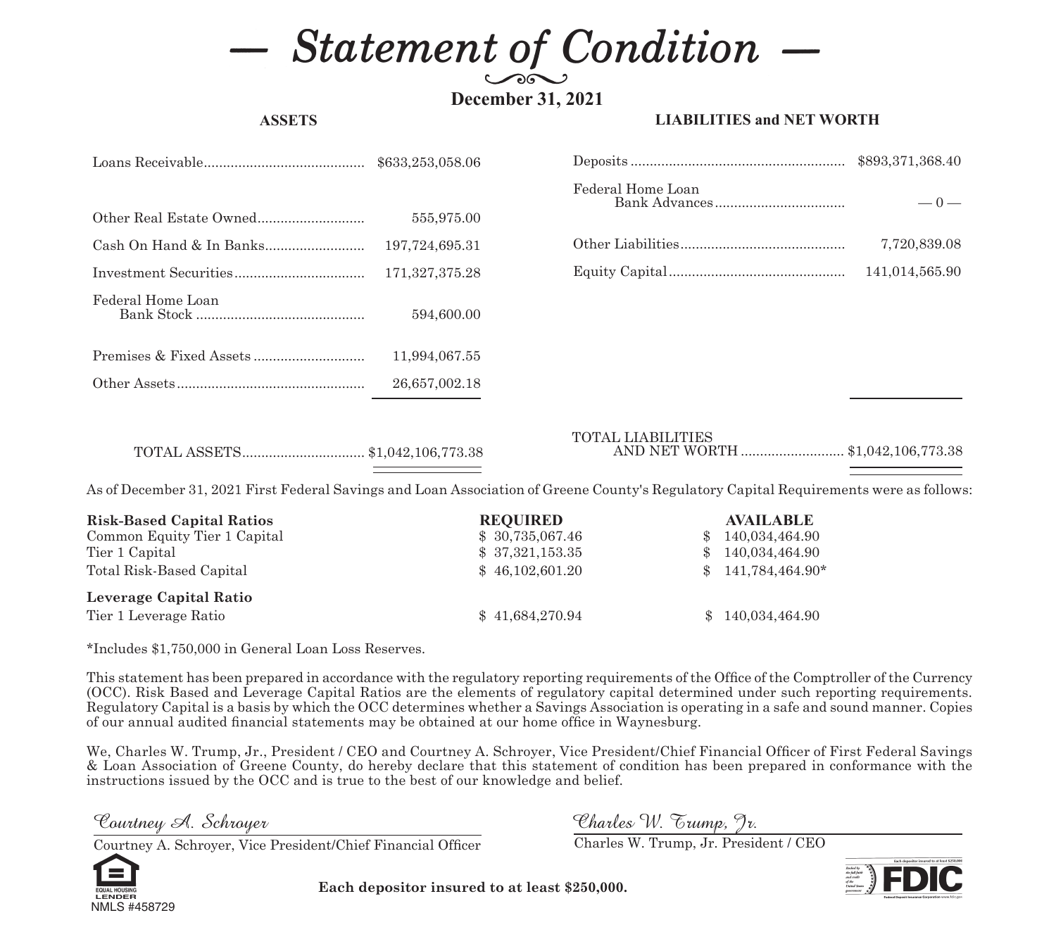# — Statement of Condition —

**December 31, 2021**

| ASSETS | | LIABILITIES and NET WORTH | |
|---|---|---|---|
| Loans Receivable | $633,253,058.06 | Deposits | $893,371,368.40 |
| | | Federal Home Loan Bank Advances | — 0 — |
| Other Real Estate Owned | 555,975.00 | | |
| Cash On Hand & In Banks | 197,724,695.31 | Other Liabilities | 7,720,839.08 |
| Investment Securities | 171,327,375.28 | Equity Capital | 141,014,565.90 |
| Federal Home Loan Bank Stock | 594,600.00 | | |
| Premises & Fixed Assets | 11,994,067.55 | | |
| Other Assets | 26,657,002.18 | | |
| TOTAL ASSETS | $1,042,106,773.38 | TOTAL LIABILITIES AND NET WORTH | $1,042,106,773.38 |

As of December 31, 2021 First Federal Savings and Loan Association of Greene County's Regulatory Capital Requirements were as follows:

| | REQUIRED | AVAILABLE |
|---|---|---|
| **Risk-Based Capital Ratios** | | |
| Common Equity Tier 1 Capital | $ 30,735,067.46 | $ 140,034,464.90 |
| Tier 1 Capital | $ 37,321,153.35 | $ 140,034,464.90 |
| Total Risk-Based Capital | $ 46,102,601.20 | $ 141,784,464.90* |
| **Leverage Capital Ratio** | | |
| Tier 1 Leverage Ratio | $ 41,684,270.94 | $ 140,034,464.90 |

*Includes $1,750,000 in General Loan Loss Reserves.

This statement has been prepared in accordance with the regulatory reporting requirements of the Office of the Comptroller of the Currency (OCC). Risk Based and Leverage Capital Ratios are the elements of regulatory capital determined under such reporting requirements. Regulatory Capital is a basis by which the OCC determines whether a Savings Association is operating in a safe and sound manner. Copies of our annual audited financial statements may be obtained at our home office in Waynesburg.

We, Charles W. Trump, Jr., President / CEO and Courtney A. Schroyer, Vice President/Chief Financial Officer of First Federal Savings & Loan Association of Greene County, do hereby declare that this statement of condition has been prepared in conformance with the instructions issued by the OCC and is true to the best of our knowledge and belief.

*Courtney A. Schroyer*
Courtney A. Schroyer, Vice President/Chief Financial Officer

*Charles W. Trump, Jr.*
Charles W. Trump, Jr. President / CEO

EQUAL HOUSING LENDER
NMLS #458729

**Each depositor insured to at least $250,000.**

FDIC